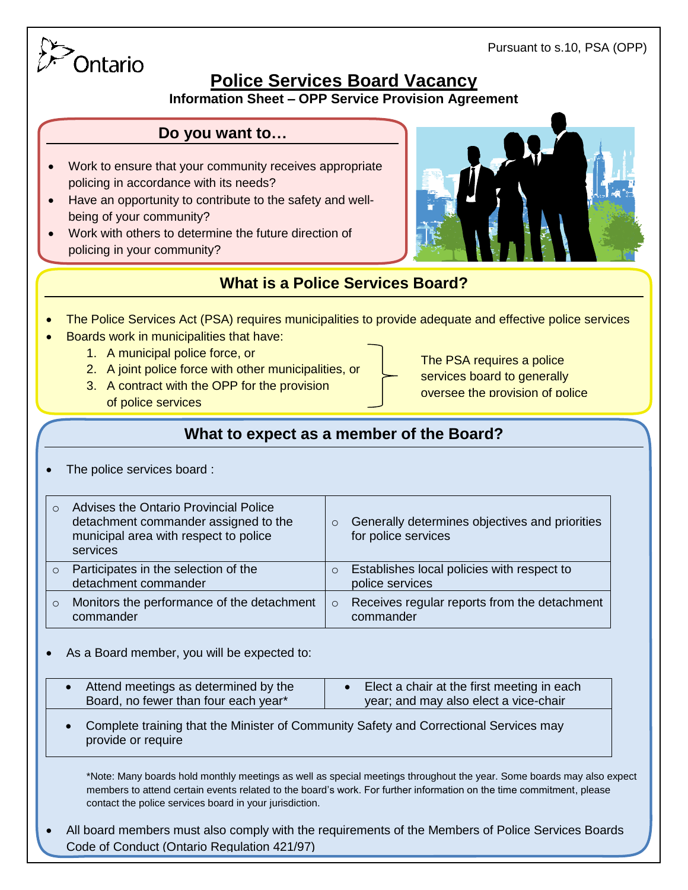Ontario

Pursuant to s.10, PSA (OPP)

# Police Services Board Vacancy

**Information Sheet – OPP Service Provision Agreement**

## Do you want to…

- Work to ensure that your community receives appropriate policing in accordance with its needs?
- Have an opportunity to contribute to the safety and well-being of your community?
- Work with others to determine the future direction of policing in your community?

## What is a Police Services Board?

- The Police Services Act (PSA) requires municipalities to provide adequate and effective police services
- Boards work in municipalities that have:
  1. A municipal police force, or
  2. A joint police force with other municipalities, or
  3. A contract with the OPP for the provision of police services

The PSA requires a police services board to generally oversee the provision of police

## What to expect as a member of the Board?

- The police services board :

| | |
|---|---|
| ○ Advises the Ontario Provincial Police detachment commander assigned to the municipal area with respect to police services | ○ Generally determines objectives and priorities for police services |
| ○ Participates in the selection of the detachment commander | ○ Establishes local policies with respect to police services |
| ○ Monitors the performance of the detachment commander | ○ Receives regular reports from the detachment commander |

- As a Board member, you will be expected to:

| | |
|---|---|
| • Attend meetings as determined by the Board, no fewer than four each year* | • Elect a chair at the first meeting in each year; and may also elect a vice-chair |
| • Complete training that the Minister of Community Safety and Correctional Services may provide or require | |

*Note: Many boards hold monthly meetings as well as special meetings throughout the year. Some boards may also expect members to attend certain events related to the board's work. For further information on the time commitment, please contact the police services board in your jurisdiction.

- All board members must also comply with the requirements of the Members of Police Services Boards Code of Conduct (Ontario Regulation 421/97)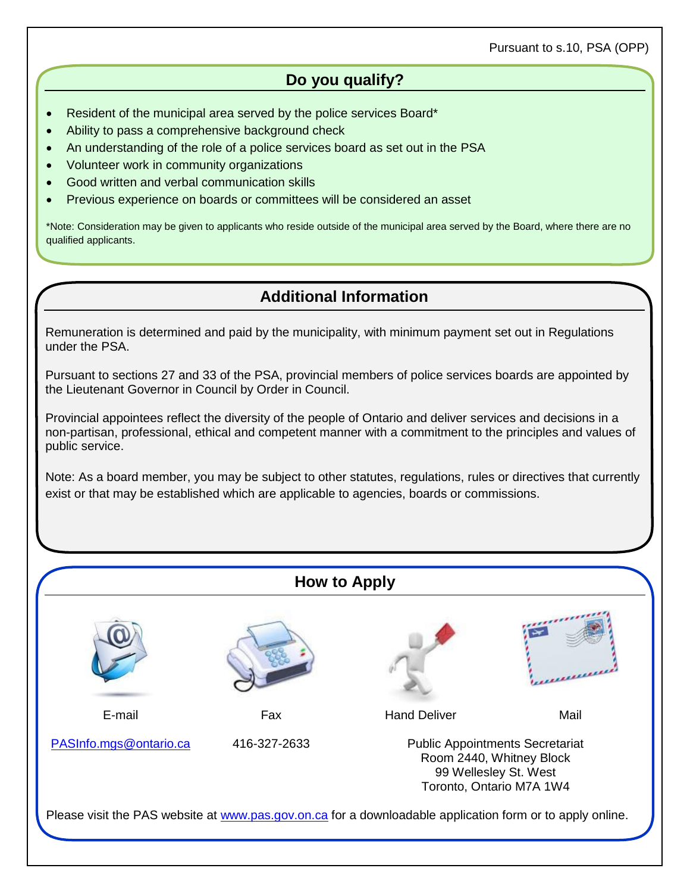Pursuant to s.10, PSA (OPP)

## Do you qualify?

- Resident of the municipal area served by the police services Board*
- Ability to pass a comprehensive background check
- An understanding of the role of a police services board as set out in the PSA
- Volunteer work in community organizations
- Good written and verbal communication skills
- Previous experience on boards or committees will be considered an asset

*Note: Consideration may be given to applicants who reside outside of the municipal area served by the Board, where there are no qualified applicants.

## Additional Information

Remuneration is determined and paid by the municipality, with minimum payment set out in Regulations under the PSA.

Pursuant to sections 27 and 33 of the PSA, provincial members of police services boards are appointed by the Lieutenant Governor in Council by Order in Council.

Provincial appointees reflect the diversity of the people of Ontario and deliver services and decisions in a non-partisan, professional, ethical and competent manner with a commitment to the principles and values of public service.

Note: As a board member, you may be subject to other statutes, regulations, rules or directives that currently exist or that may be established which are applicable to agencies, boards or commissions.

## How to Apply

| E-mail | Fax | Hand Deliver | Mail |
|---|---|---|---|
| PASInfo.mgs@ontario.ca | 416-327-2633 | Public Appointments Secretariat<br>Room 2440, Whitney Block<br>99 Wellesley St. West<br>Toronto, Ontario M7A 1W4 | |

Please visit the PAS website at www.pas.gov.on.ca for a downloadable application form or to apply online.